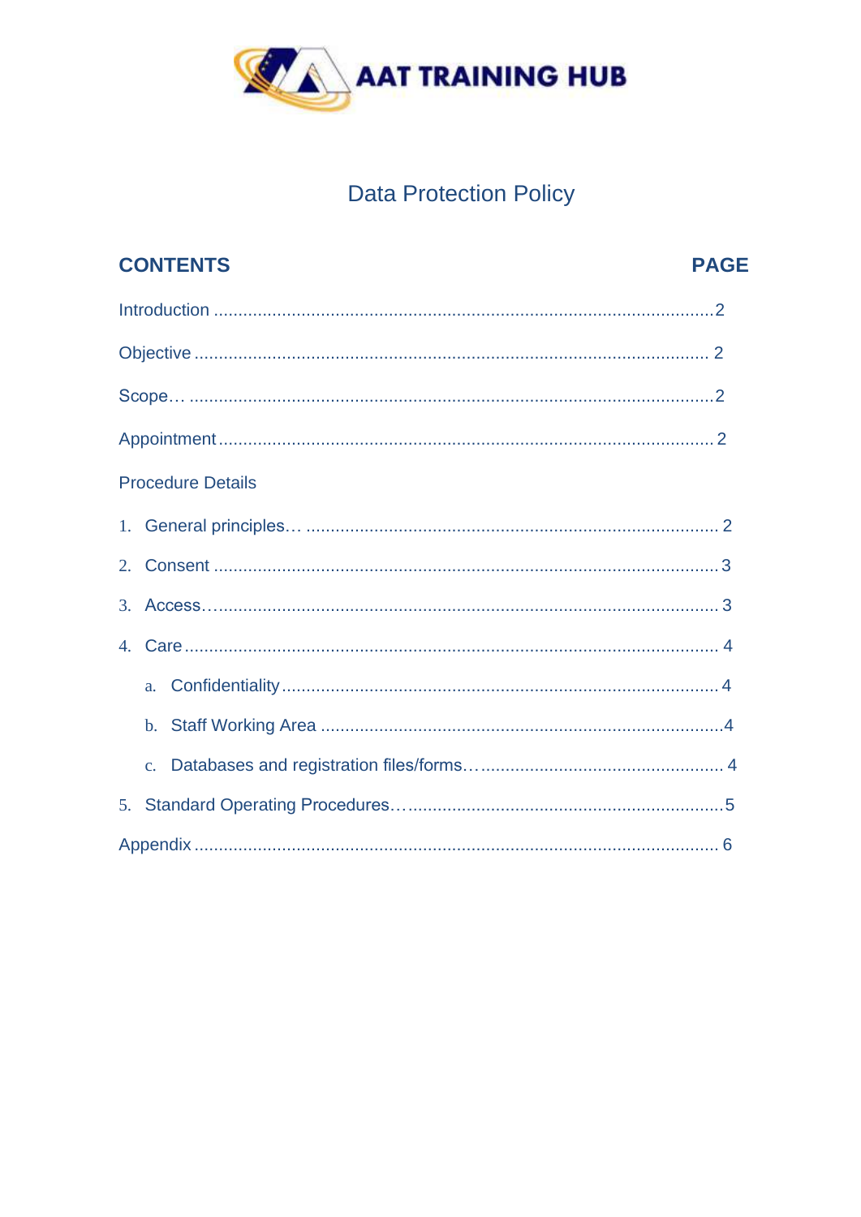AAT TRAINING HUB

# Data Protection Policy

| CONTENTS | PAGE |
|---|---|
| Introduction | 2 |
| Objective | 2 |
| Scope… | 2 |
| Appointment | 2 |
| Procedure Details | |
| 1. General principles… | 2 |
| 2. Consent | 3 |
| 3. Access… | 3 |
| 4. Care | 4 |
| a. Confidentiality | 4 |
| b. Staff Working Area | 4 |
| c. Databases and registration files/forms… | 4 |
| 5. Standard Operating Procedures… | 5 |
| Appendix | 6 |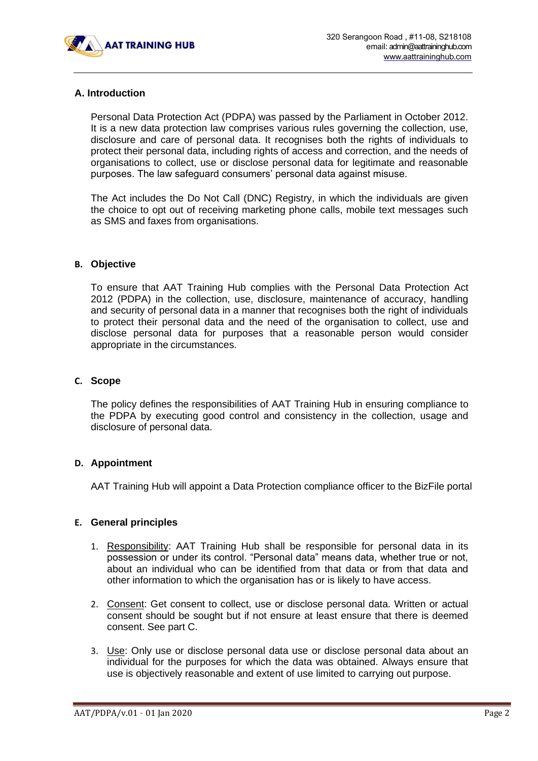## A. Introduction

Personal Data Protection Act (PDPA) was passed by the Parliament in October 2012. It is a new data protection law comprises various rules governing the collection, use, disclosure and care of personal data. It recognises both the rights of individuals to protect their personal data, including rights of access and correction, and the needs of organisations to collect, use or disclose personal data for legitimate and reasonable purposes. The law safeguard consumers' personal data against misuse.

The Act includes the Do Not Call (DNC) Registry, in which the individuals are given the choice to opt out of receiving marketing phone calls, mobile text messages such as SMS and faxes from organisations.

## B. Objective

To ensure that AAT Training Hub complies with the Personal Data Protection Act 2012 (PDPA) in the collection, use, disclosure, maintenance of accuracy, handling and security of personal data in a manner that recognises both the right of individuals to protect their personal data and the need of the organisation to collect, use and disclose personal data for purposes that a reasonable person would consider appropriate in the circumstances.

## C. Scope

The policy defines the responsibilities of AAT Training Hub in ensuring compliance to the PDPA by executing good control and consistency in the collection, usage and disclosure of personal data.

## D. Appointment

AAT Training Hub will appoint a Data Protection compliance officer to the BizFile portal

## E. General principles

1. Responsibility: AAT Training Hub shall be responsible for personal data in its possession or under its control. "Personal data" means data, whether true or not, about an individual who can be identified from that data or from that data and other information to which the organisation has or is likely to have access.

2. Consent: Get consent to collect, use or disclose personal data. Written or actual consent should be sought but if not ensure at least ensure that there is deemed consent. See part C.

3. Use: Only use or disclose personal data use or disclose personal data about an individual for the purposes for which the data was obtained. Always ensure that use is objectively reasonable and extent of use limited to carrying out purpose.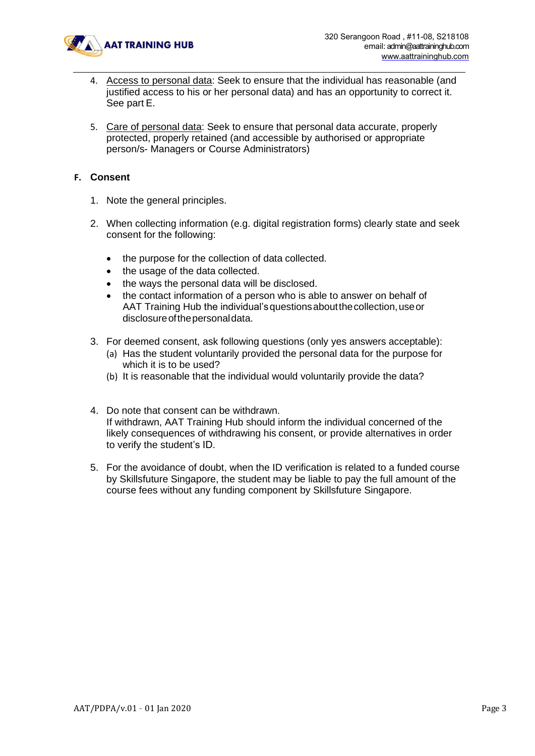4. Access to personal data: Seek to ensure that the individual has reasonable (and justified access to his or her personal data) and has an opportunity to correct it. See part E.

5. Care of personal data: Seek to ensure that personal data accurate, properly protected, properly retained (and accessible by authorised or appropriate person/s- Managers or Course Administrators)

## F. Consent

1. Note the general principles.

2. When collecting information (e.g. digital registration forms) clearly state and seek consent for the following:

   - the purpose for the collection of data collected.
   - the usage of the data collected.
   - the ways the personal data will be disclosed.
   - the contact information of a person who is able to answer on behalf of AAT Training Hub the individual's questions about the collection, use or disclosure of the personal data.

3. For deemed consent, ask following questions (only yes answers acceptable):
   (a) Has the student voluntarily provided the personal data for the purpose for which it is to be used?
   (b) It is reasonable that the individual would voluntarily provide the data?

4. Do note that consent can be withdrawn.
   If withdrawn, AAT Training Hub should inform the individual concerned of the likely consequences of withdrawing his consent, or provide alternatives in order to verify the student's ID.

5. For the avoidance of doubt, when the ID verification is related to a funded course by Skillsfuture Singapore, the student may be liable to pay the full amount of the course fees without any funding component by Skillsfuture Singapore.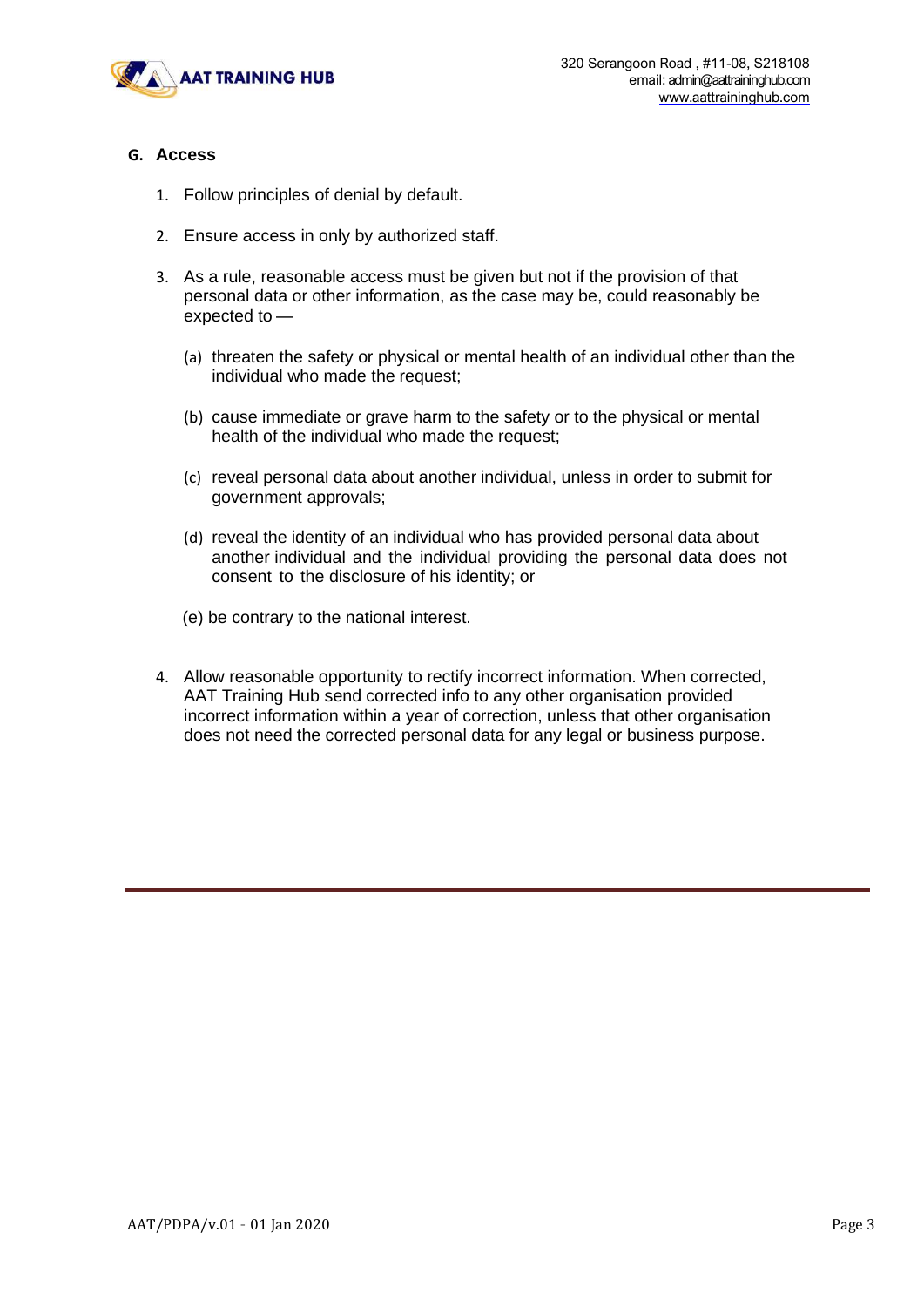## G. Access

1. Follow principles of denial by default.

2. Ensure access in only by authorized staff.

3. As a rule, reasonable access must be given but not if the provision of that personal data or other information, as the case may be, could reasonably be expected to —

   (a) threaten the safety or physical or mental health of an individual other than the individual who made the request;

   (b) cause immediate or grave harm to the safety or to the physical or mental health of the individual who made the request;

   (c) reveal personal data about another individual, unless in order to submit for government approvals;

   (d) reveal the identity of an individual who has provided personal data about another individual and the individual providing the personal data does not consent to the disclosure of his identity; or

   (e) be contrary to the national interest.

4. Allow reasonable opportunity to rectify incorrect information. When corrected, AAT Training Hub send corrected info to any other organisation provided incorrect information within a year of correction, unless that other organisation does not need the corrected personal data for any legal or business purpose.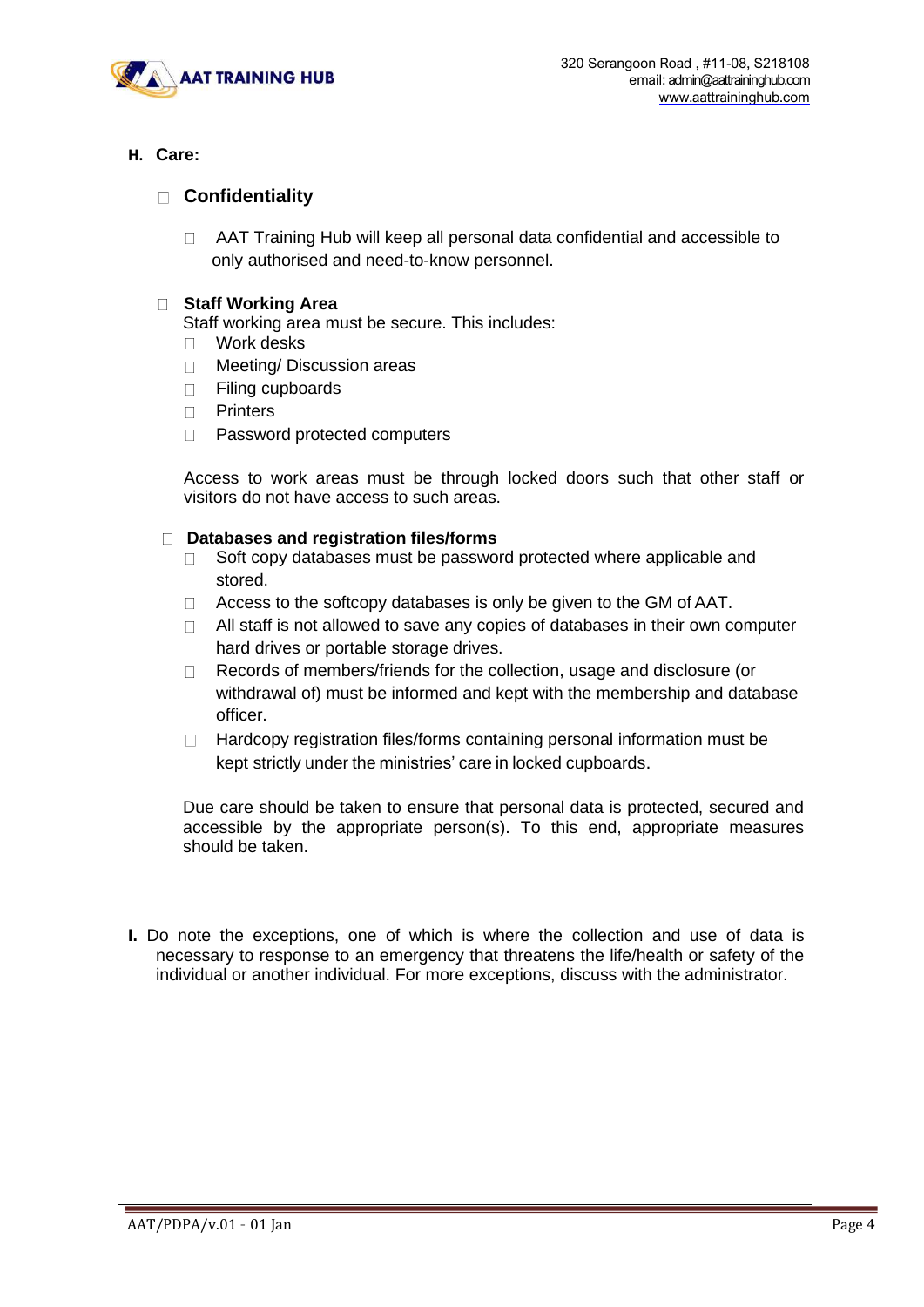**H. Care:**

- **Confidentiality**

    - AAT Training Hub will keep all personal data confidential and accessible to only authorised and need-to-know personnel.

- **Staff Working Area**

  Staff working area must be secure. This includes:

    - Work desks
    - Meeting/ Discussion areas
    - Filing cupboards
    - Printers
    - Password protected computers

  Access to work areas must be through locked doors such that other staff or visitors do not have access to such areas.

- **Databases and registration files/forms**

    - Soft copy databases must be password protected where applicable and stored.
    - Access to the softcopy databases is only be given to the GM of AAT.
    - All staff is not allowed to save any copies of databases in their own computer hard drives or portable storage drives.
    - Records of members/friends for the collection, usage and disclosure (or withdrawal of) must be informed and kept with the membership and database officer.
    - Hardcopy registration files/forms containing personal information must be kept strictly under the ministries' care in locked cupboards.

  Due care should be taken to ensure that personal data is protected, secured and accessible by the appropriate person(s). To this end, appropriate measures should be taken.

**I.** Do note the exceptions, one of which is where the collection and use of data is necessary to response to an emergency that threatens the life/health or safety of the individual or another individual. For more exceptions, discuss with the administrator.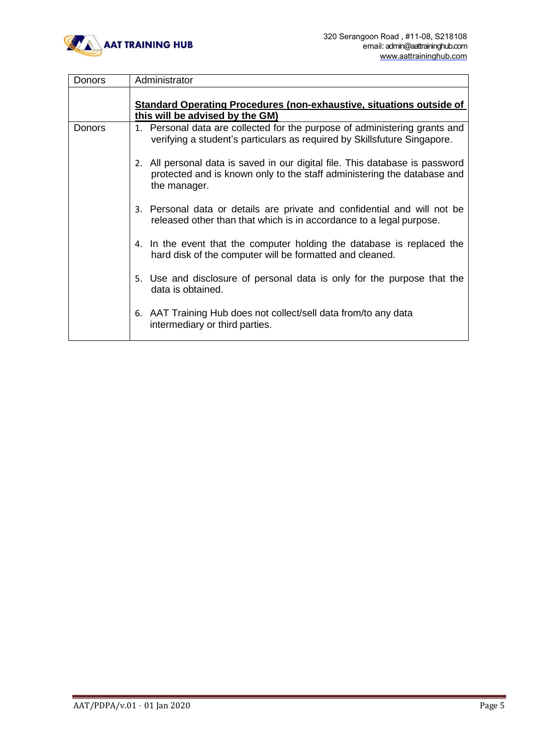| Donors | Administrator |
|---|---|
| | **<u>Standard Operating Procedures (non-exhaustive, situations outside of this will be advised by the GM)</u>** |
| Donors | 1. Personal data are collected for the purpose of administering grants and verifying a student's particulars as required by Skillsfuture Singapore.<br><br>2. All personal data is saved in our digital file. This database is password protected and is known only to the staff administering the database and the manager.<br><br>3. Personal data or details are private and confidential and will not be released other than that which is in accordance to a legal purpose.<br><br>4. In the event that the computer holding the database is replaced the hard disk of the computer will be formatted and cleaned.<br><br>5. Use and disclosure of personal data is only for the purpose that the data is obtained.<br><br>6. AAT Training Hub does not collect/sell data from/to any data intermediary or third parties. |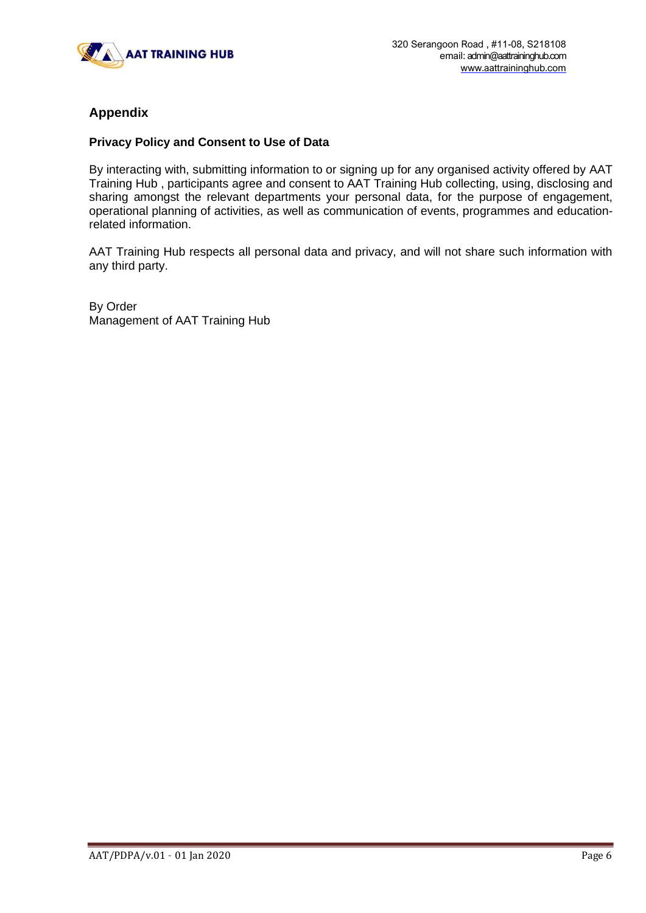## Appendix

### Privacy Policy and Consent to Use of Data

By interacting with, submitting information to or signing up for any organised activity offered by AAT Training Hub , participants agree and consent to AAT Training Hub collecting, using, disclosing and sharing amongst the relevant departments your personal data, for the purpose of engagement, operational planning of activities, as well as communication of events, programmes and education-related information.

AAT Training Hub respects all personal data and privacy, and will not share such information with any third party.

By Order
Management of AAT Training Hub